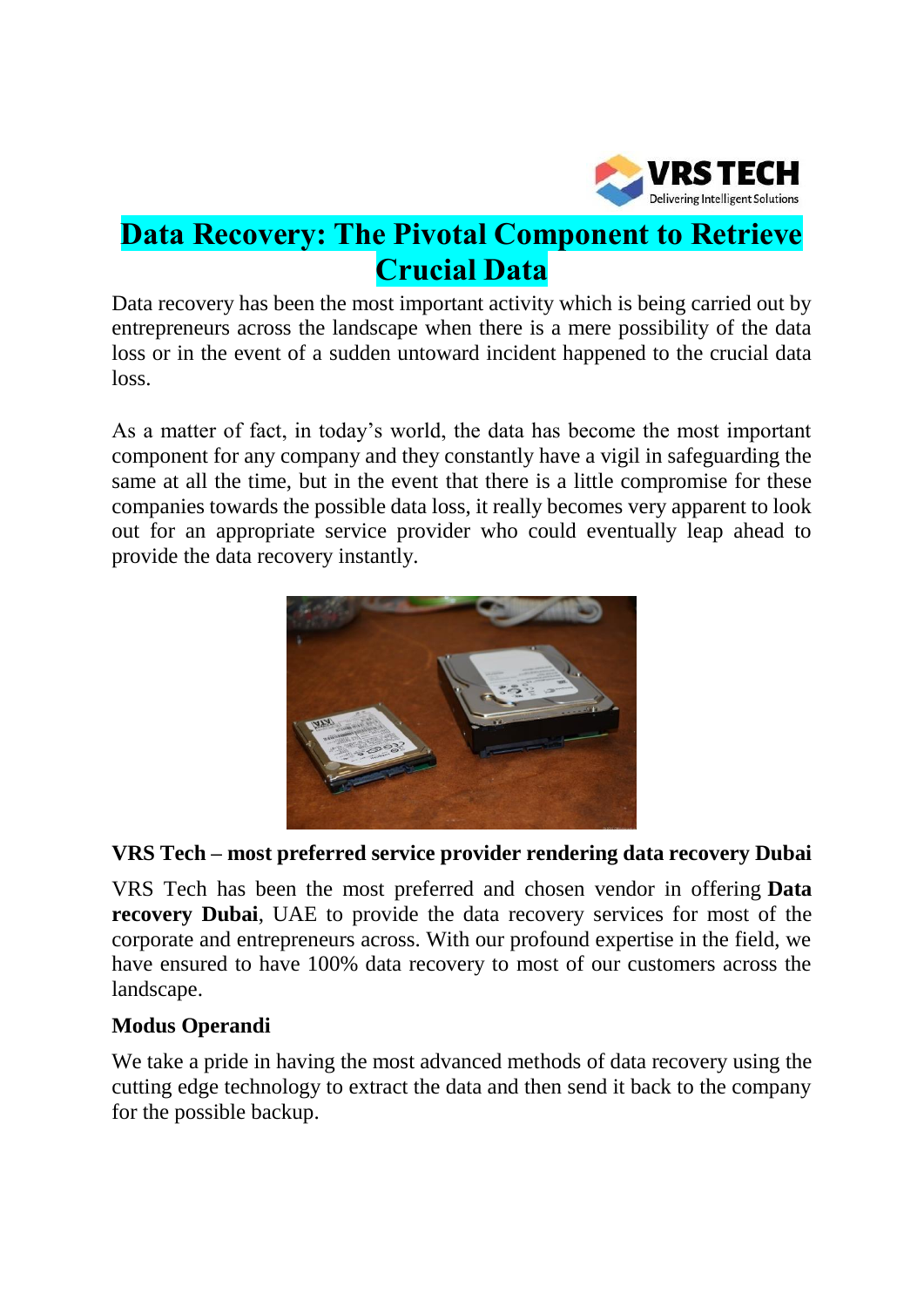# Data Recovery: The Pivotal Component to Retrieve Crucial Data

Data recovery has been the most important activity which is being carried out by entrepreneurs across the landscape when there is a mere possibility of the data loss or in the event of a sudden untoward incident happened to the crucial data loss.

As a matter of fact, in today's world, the data has become the most important component for any company and they constantly have a vigil in safeguarding the same at all the time, but in the event that there is a little compromise for these companies towards the possible data loss, it really becomes very apparent to look out for an appropriate service provider who could eventually leap ahead to provide the data recovery instantly.

**VRS Tech – most preferred service provider rendering data recovery Dubai**

VRS Tech has been the most preferred and chosen vendor in offering **Data recovery Dubai**, UAE to provide the data recovery services for most of the corporate and entrepreneurs across. With our profound expertise in the field, we have ensured to have 100% data recovery to most of our customers across the landscape.

**Modus Operandi**

We take a pride in having the most advanced methods of data recovery using the cutting edge technology to extract the data and then send it back to the company for the possible backup.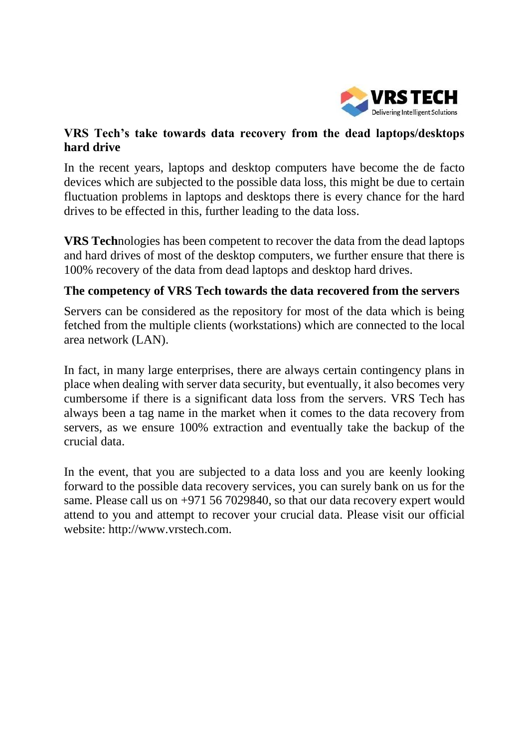## VRS Tech's take towards data recovery from the dead laptops/desktops hard drive

In the recent years, laptops and desktop computers have become the de facto devices which are subjected to the possible data loss, this might be due to certain fluctuation problems in laptops and desktops there is every chance for the hard drives to be effected in this, further leading to the data loss.

**VRS Tech**nologies has been competent to recover the data from the dead laptops and hard drives of most of the desktop computers, we further ensure that there is 100% recovery of the data from dead laptops and desktop hard drives.

## The competency of VRS Tech towards the data recovered from the servers

Servers can be considered as the repository for most of the data which is being fetched from the multiple clients (workstations) which are connected to the local area network (LAN).

In fact, in many large enterprises, there are always certain contingency plans in place when dealing with server data security, but eventually, it also becomes very cumbersome if there is a significant data loss from the servers. VRS Tech has always been a tag name in the market when it comes to the data recovery from servers, as we ensure 100% extraction and eventually take the backup of the crucial data.

In the event, that you are subjected to a data loss and you are keenly looking forward to the possible data recovery services, you can surely bank on us for the same. Please call us on +971 56 7029840, so that our data recovery expert would attend to you and attempt to recover your crucial data. Please visit our official website: http://www.vrstech.com.